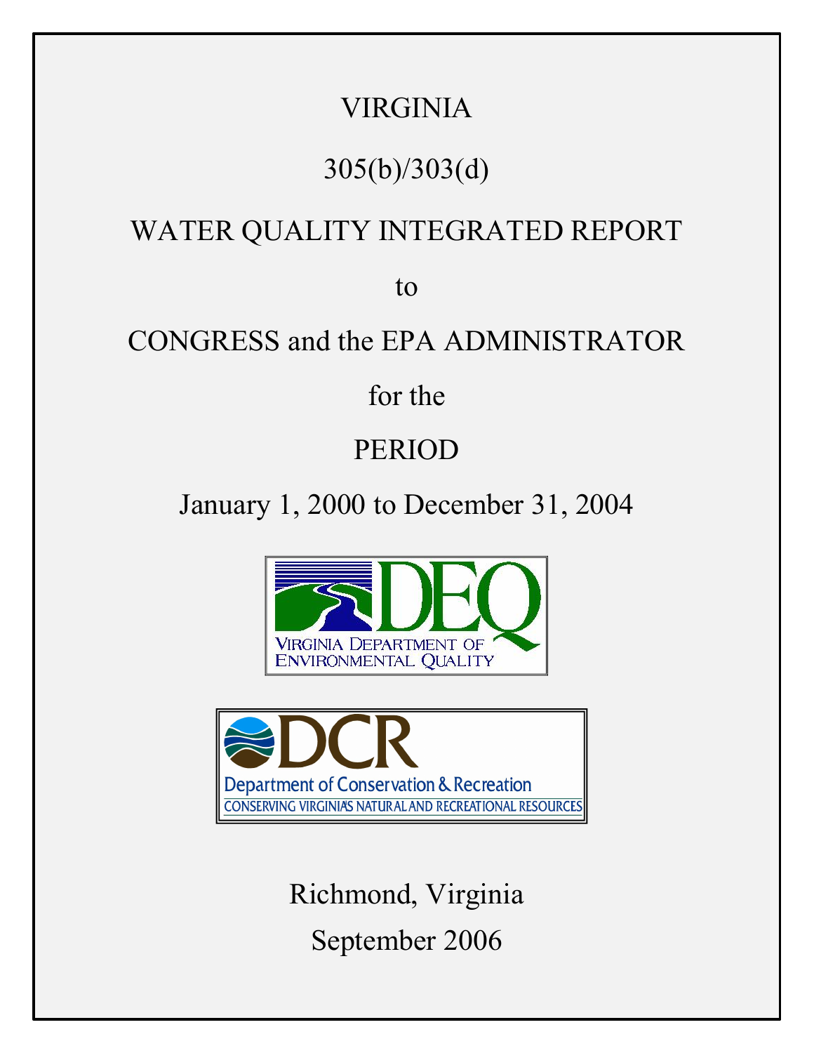VIRGINIA

305(b)/303(d)

WATER QUALITY INTEGRATED REPORT

to

CONGRESS and the EPA ADMINISTRATOR

for the

PERIOD

January 1, 2000 to December 31, 2004

VIRGINIA DEPARTMENT OF ENVIRONMENTAL QUALITY

DCR

Department of Conservation & Recreation

CONSERVING VIRGINIA'S NATURAL AND RECREATIONAL RESOURCES

Richmond, Virginia

September 2006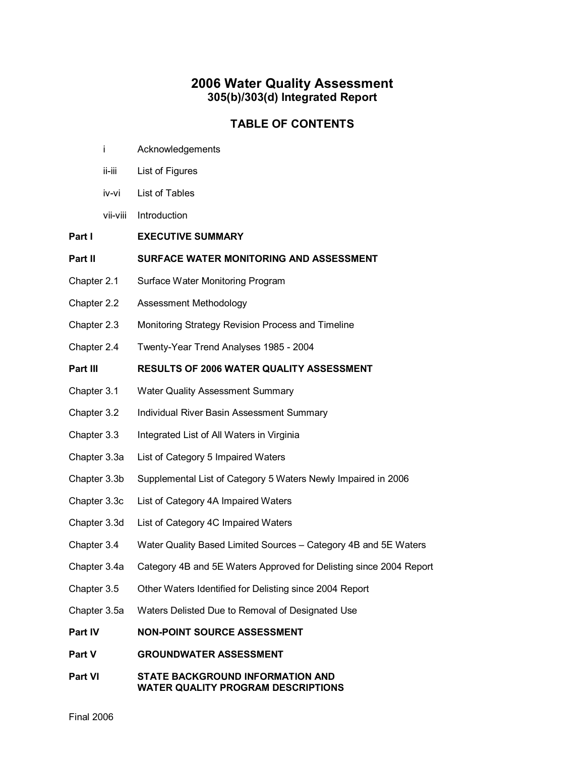# 2006 Water Quality Assessment
## 305(b)/303(d) Integrated Report

## TABLE OF CONTENTS

| | |
|---|---|
| i | Acknowledgements |
| ii-iii | List of Figures |
| iv-vi | List of Tables |
| vii-viii | Introduction |
| **Part I** | **EXECUTIVE SUMMARY** |
| **Part II** | **SURFACE WATER MONITORING AND ASSESSMENT** |
| Chapter 2.1 | Surface Water Monitoring Program |
| Chapter 2.2 | Assessment Methodology |
| Chapter 2.3 | Monitoring Strategy Revision Process and Timeline |
| Chapter 2.4 | Twenty-Year Trend Analyses 1985 - 2004 |
| **Part III** | **RESULTS OF 2006 WATER QUALITY ASSESSMENT** |
| Chapter 3.1 | Water Quality Assessment Summary |
| Chapter 3.2 | Individual River Basin Assessment Summary |
| Chapter 3.3 | Integrated List of All Waters in Virginia |
| Chapter 3.3a | List of Category 5 Impaired Waters |
| Chapter 3.3b | Supplemental List of Category 5 Waters Newly Impaired in 2006 |
| Chapter 3.3c | List of Category 4A Impaired Waters |
| Chapter 3.3d | List of Category 4C Impaired Waters |
| Chapter 3.4 | Water Quality Based Limited Sources – Category 4B and 5E Waters |
| Chapter 3.4a | Category 4B and 5E Waters Approved for Delisting since 2004 Report |
| Chapter 3.5 | Other Waters Identified for Delisting since 2004 Report |
| Chapter 3.5a | Waters Delisted Due to Removal of Designated Use |
| **Part IV** | **NON-POINT SOURCE ASSESSMENT** |
| **Part V** | **GROUNDWATER ASSESSMENT** |
| **Part VI** | **STATE BACKGROUND INFORMATION AND WATER QUALITY PROGRAM DESCRIPTIONS** |

Final 2006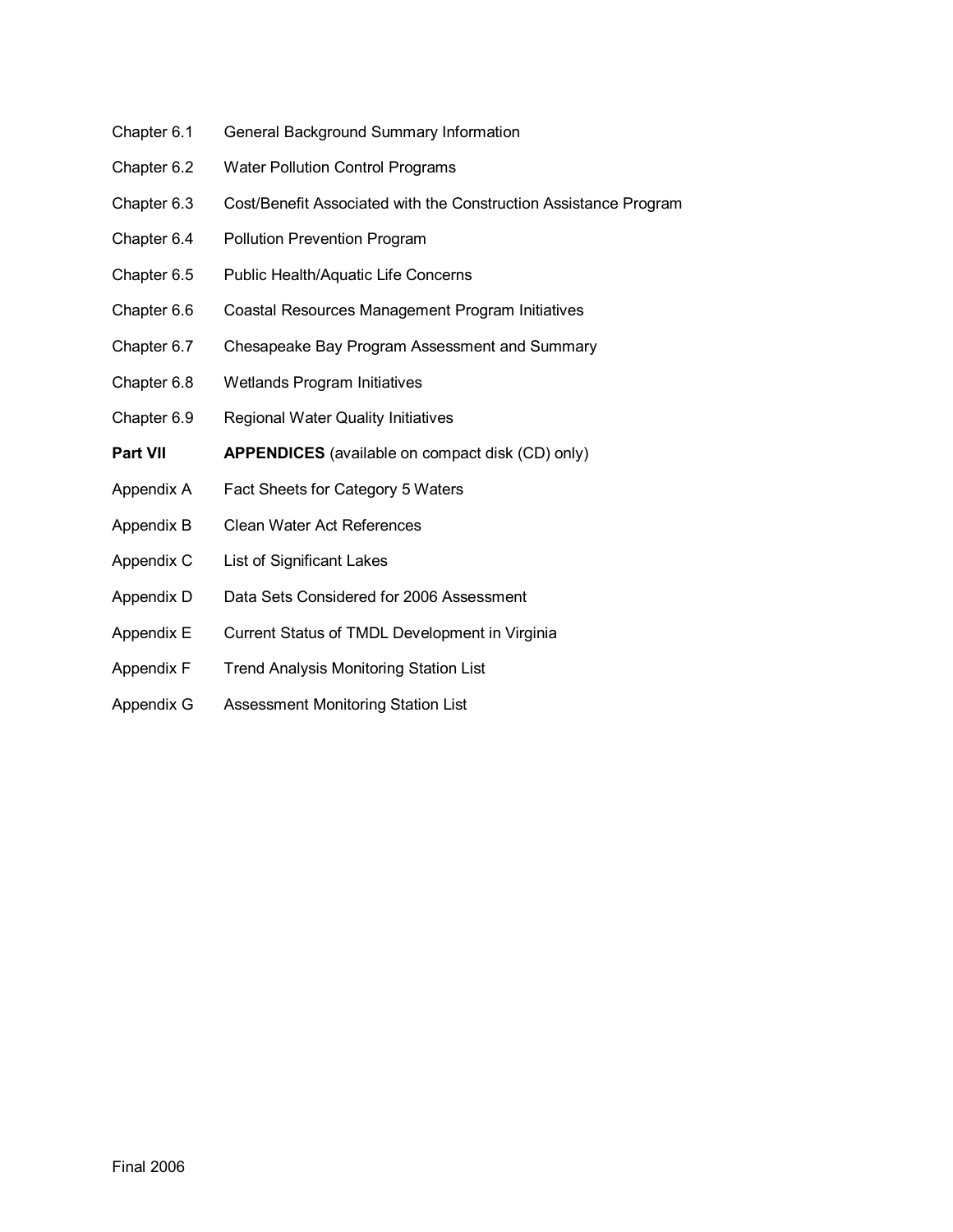Chapter 6.1 General Background Summary Information

Chapter 6.2 Water Pollution Control Programs

Chapter 6.3 Cost/Benefit Associated with the Construction Assistance Program

Chapter 6.4 Pollution Prevention Program

Chapter 6.5 Public Health/Aquatic Life Concerns

Chapter 6.6 Coastal Resources Management Program Initiatives

Chapter 6.7 Chesapeake Bay Program Assessment and Summary

Chapter 6.8 Wetlands Program Initiatives

Chapter 6.9 Regional Water Quality Initiatives

**Part VII** **APPENDICES** (available on compact disk (CD) only)

Appendix A Fact Sheets for Category 5 Waters

Appendix B Clean Water Act References

Appendix C List of Significant Lakes

Appendix D Data Sets Considered for 2006 Assessment

Appendix E Current Status of TMDL Development in Virginia

Appendix F Trend Analysis Monitoring Station List

Appendix G Assessment Monitoring Station List